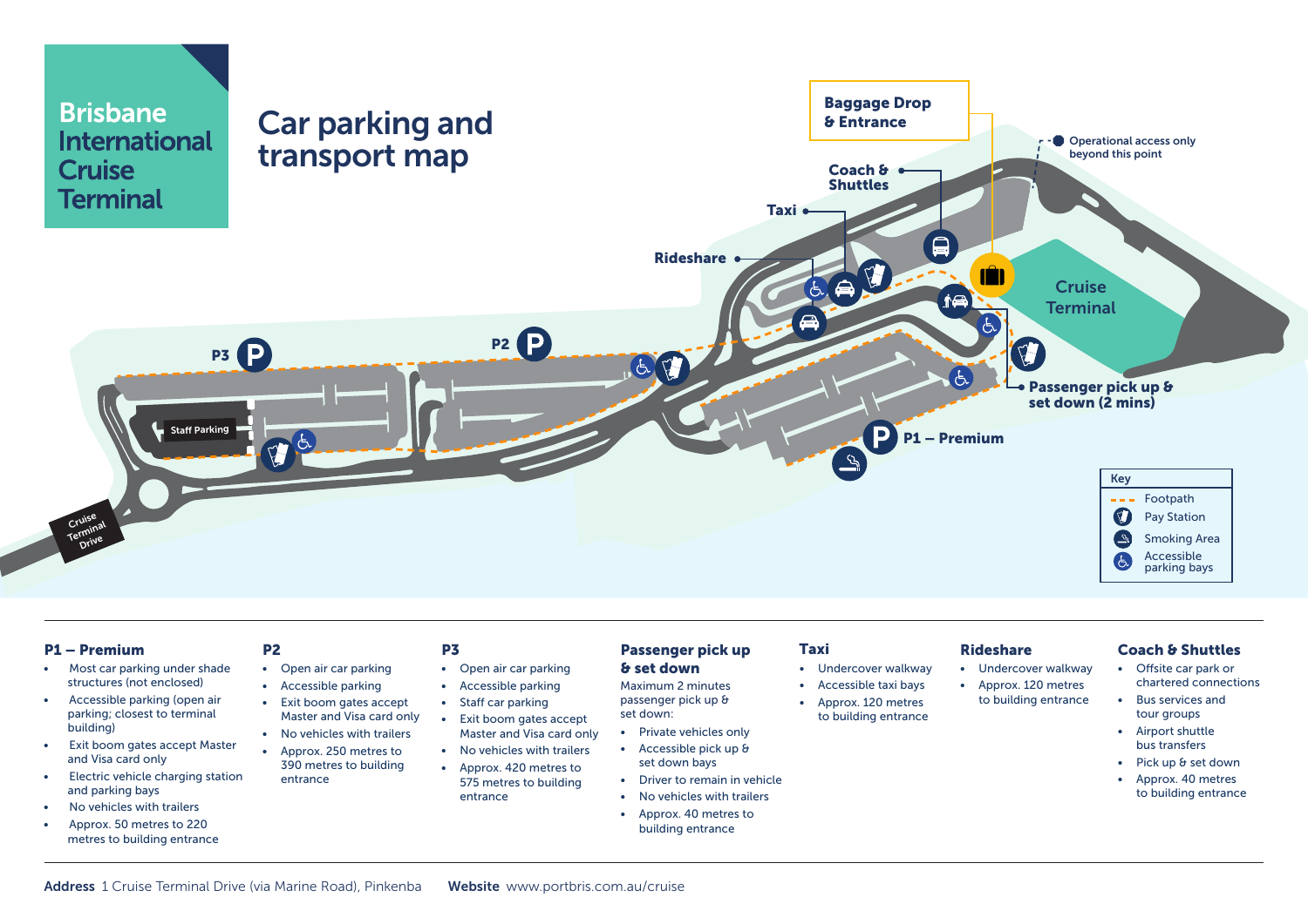# Brisbane International Cruise Terminal

## Car parking and transport map

Baggage Drop & Entrance

Coach & Shuttles

Taxi

Rideshare

Operational access only beyond this point

Cruise Terminal

Passenger pick up & set down (2 mins)

P3

P2

P1 – Premium

Staff Parking

Cruise Terminal Drive

**Key**

- Footpath
- Pay Station
- Smoking Area
- Accessible parking bays

---

### P1 – Premium

- Most car parking under shade structures (not enclosed)
- Accessible parking (open air parking; closest to terminal building)
- Exit boom gates accept Master and Visa card only
- Electric vehicle charging station and parking bays
- No vehicles with trailers
- Approx. 50 metres to 220 metres to building entrance

### P2

- Open air car parking
- Accessible parking
- Exit boom gates accept Master and Visa card only
- No vehicles with trailers
- Approx. 250 metres to 390 metres to building entrance

### P3

- Open air car parking
- Accessible parking
- Staff car parking
- Exit boom gates accept Master and Visa card only
- No vehicles with trailers
- Approx. 420 metres to 575 metres to building entrance

### Passenger pick up & set down

Maximum 2 minutes passenger pick up & set down:

- Private vehicles only
- Accessible pick up & set down bays
- Driver to remain in vehicle
- No vehicles with trailers
- Approx. 40 metres to building entrance

### Taxi

- Undercover walkway
- Accessible taxi bays
- Approx. 120 metres to building entrance

### Rideshare

- Undercover walkway
- Approx. 120 metres to building entrance

### Coach & Shuttles

- Offsite car park or chartered connections
- Bus services and tour groups
- Airport shuttle bus transfers
- Pick up & set down
- Approx. 40 metres to building entrance

---

**Address** 1 Cruise Terminal Drive (via Marine Road), Pinkenba **Website** www.portbris.com.au/cruise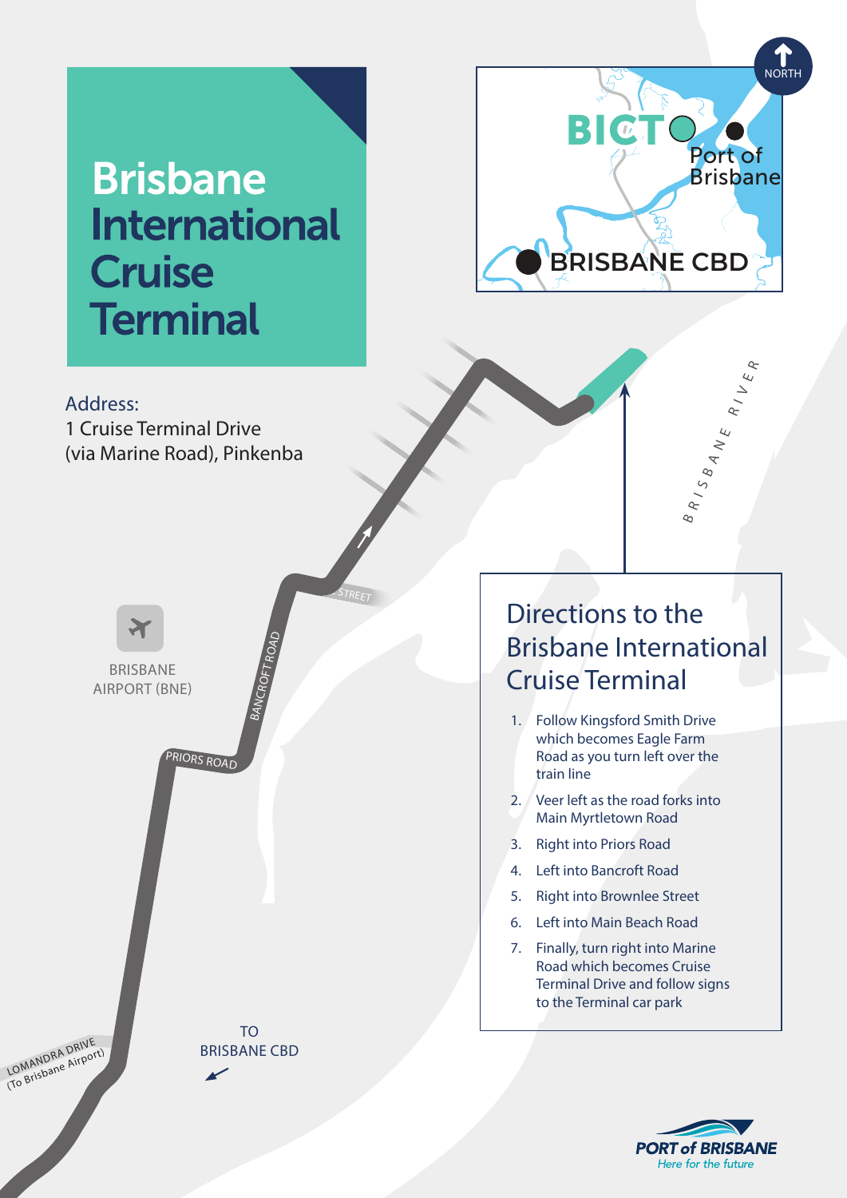# Brisbane International Cruise Terminal

Address:
1 Cruise Terminal Drive
(via Marine Road), Pinkenba

NORTH

BICT

Port of Brisbane

BRISBANE CBD

BRISBANE RIVER

BRISBANE AIRPORT (BNE)

STREET

BANCROFT ROAD

PRIORS ROAD

LOMANDRA DRIVE
(To Brisbane Airport)

TO
BRISBANE CBD

## Directions to the Brisbane International Cruise Terminal

1. Follow Kingsford Smith Drive which becomes Eagle Farm Road as you turn left over the train line
2. Veer left as the road forks into Main Myrtletown Road
3. Right into Priors Road
4. Left into Bancroft Road
5. Right into Brownlee Street
6. Left into Main Beach Road
7. Finally, turn right into Marine Road which becomes Cruise Terminal Drive and follow signs to the Terminal car park

PORT of BRISBANE
*Here for the future*